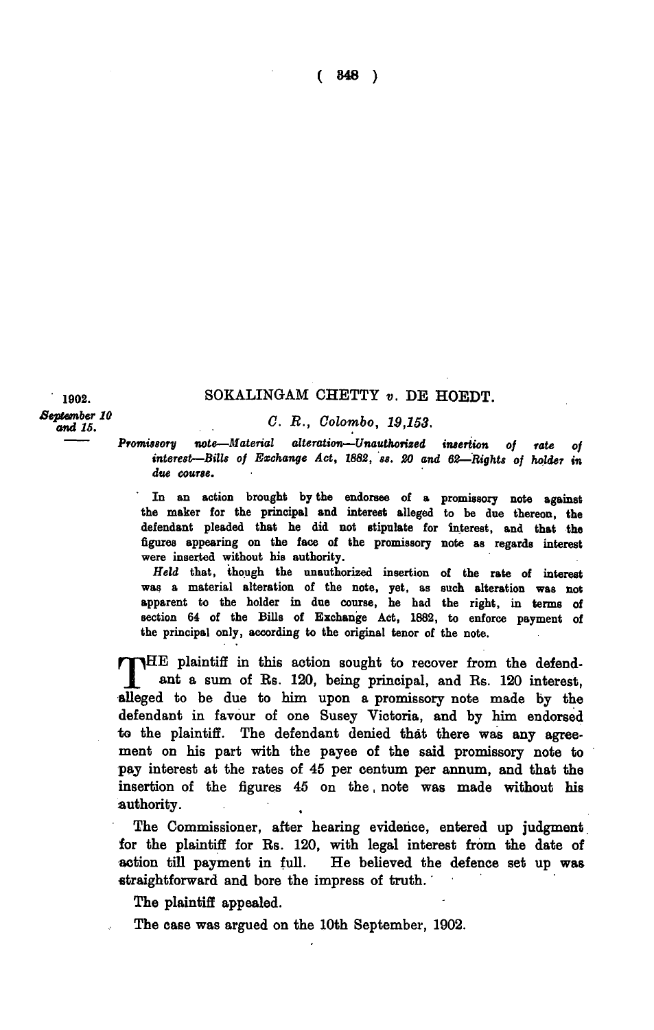1902.
*September 10 and 15.*

## SOKALINGAM CHETTY *v.* DE HOEDT.

*C. R., Colombo, 19,153.*

*Promissory note—Material alteration—Unauthorized insertion of rate of interest—Bills of Exchange Act, 1882, ss. 20 and 62—Rights of holder in due course.*

In an action brought by the endorsee of a promissory note against the maker for the principal and interest alleged to be due thereon, the defendant pleaded that he did not stipulate for interest, and that the figures appearing on the face of the promissory note as regards interest were inserted without his authority.

*Held* that, though the unauthorized insertion of the rate of interest was a material alteration of the note, yet, as such alteration was not apparent to the holder in due course, he had the right, in terms of section 64 of the Bills of Exchange Act, 1882, to enforce payment of the principal only, according to the original tenor of the note.

THE plaintiff in this action sought to recover from the defendant a sum of Rs. 120, being principal, and Rs. 120 interest, alleged to be due to him upon a promissory note made by the defendant in favour of one Susey Victoria, and by him endorsed to the plaintiff. The defendant denied that there was any agreement on his part with the payee of the said promissory note to pay interest at the rates of 45 per centum per annum, and that the insertion of the figures 45 on the note was made without his authority.

The Commissioner, after hearing evidence, entered up judgment for the plaintiff for Rs. 120, with legal interest from the date of action till payment in full. He believed the defence set up was straightforward and bore the impress of truth.

The plaintiff appealed.

The case was argued on the 10th September, 1902.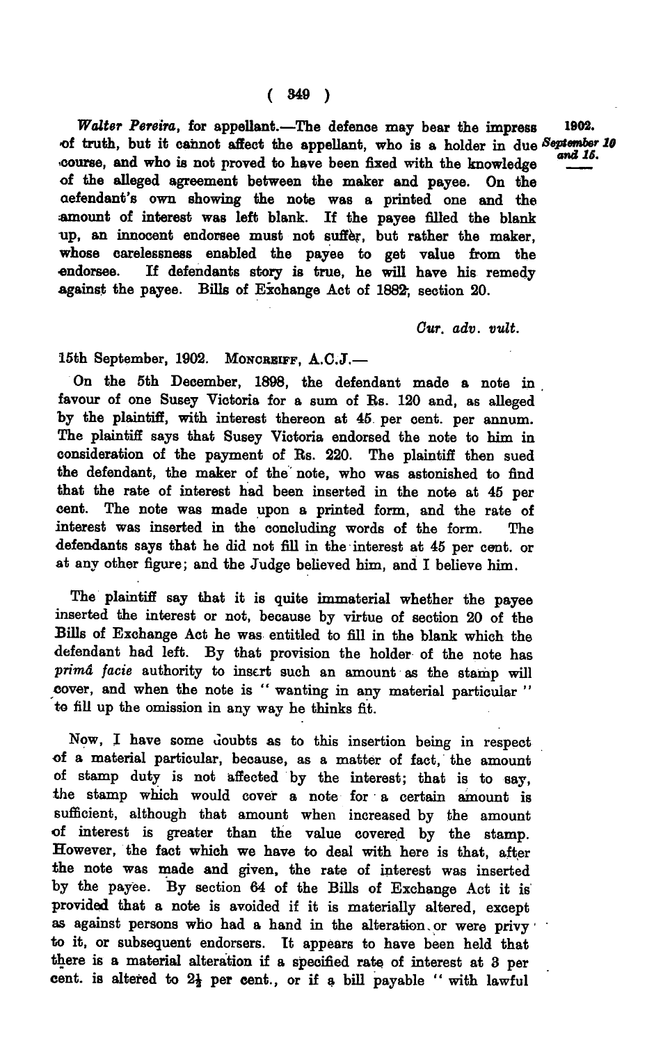*Walter Pereira*, for appellant.—The defence may bear the impress of truth, but it cannot affect the appellant, who is a holder in due course, and who is not proved to have been fixed with the knowledge of the alleged agreement between the maker and payee. On the defendant's own showing the note was a printed one and the amount of interest was left blank. If the payee filled the blank up, an innocent endorsee must not suffer, but rather the maker, whose carelessness enabled the payee to get value from the endorsee. If defendants story is true, he will have his remedy against the payee. Bills of Exchange Act of 1882, section 20.

1902. September 10 and 16.

*Cur. adv. vult.*

15th September, 1902. MONCREIFF, A.C.J.—

On the 5th December, 1898, the defendant made a note in favour of one Susey Victoria for a sum of Rs. 120 and, as alleged by the plaintiff, with interest thereon at 45 per cent. per annum. The plaintiff says that Susey Victoria endorsed the note to him in consideration of the payment of Rs. 220. The plaintiff then sued the defendant, the maker of the note, who was astonished to find that the rate of interest had been inserted in the note at 45 per cent. The note was made upon a printed form, and the rate of interest was inserted in the concluding words of the form. The defendants says that he did not fill in the interest at 45 per cent. or at any other figure; and the Judge believed him, and I believe him.

The plaintiff say that it is quite immaterial whether the payee inserted the interest or not, because by virtue of section 20 of the Bills of Exchange Act he was entitled to fill in the blank which the defendant had left. By that provision the holder of the note has *primâ facie* authority to insert such an amount as the stamp will cover, and when the note is "wanting in any material particular" to fill up the omission in any way he thinks fit.

Now, I have some doubts as to this insertion being in respect of a material particular, because, as a matter of fact, the amount of stamp duty is not affected by the interest; that is to say, the stamp which would cover a note for a certain amount is sufficient, although that amount when increased by the amount of interest is greater than the value covered by the stamp. However, the fact which we have to deal with here is that, after the note was made and given, the rate of interest was inserted by the payee. By section 64 of the Bills of Exchange Act it is provided that a note is avoided if it is materially altered, except as against persons who had a hand in the alteration or were privy to it, or subsequent endorsers. It appears to have been held that there is a material alteration if a specified rate of interest at 3 per cent. is altered to 2½ per cent., or if a bill payable "with lawful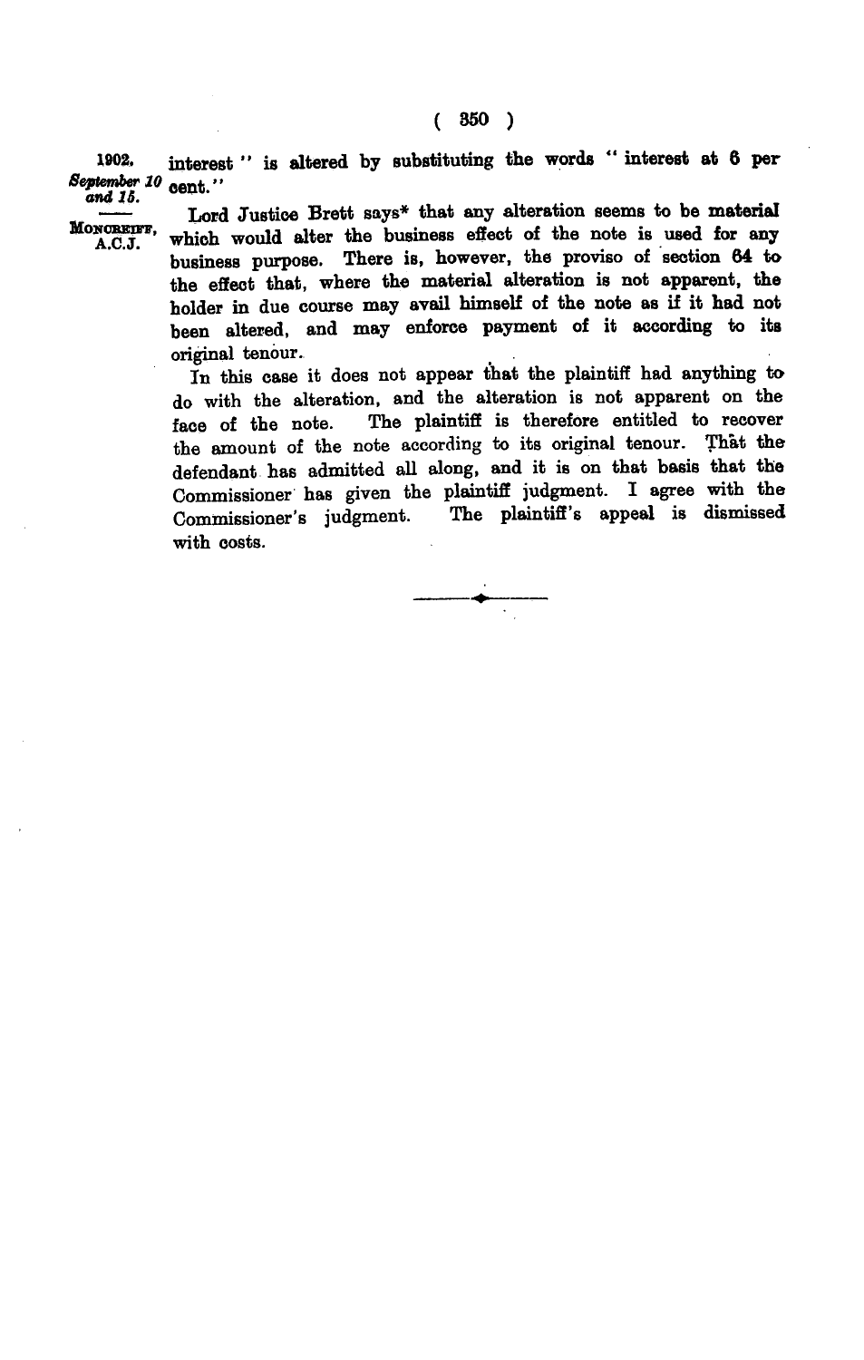1902. September 10 and 15.

MONCREIFF, A.C.J.

interest " is altered by substituting the words " interest at 6 per cent."

Lord Justice Brett says* that any alteration seems to be material which would alter the business effect of the note is used for any business purpose. There is, however, the proviso of section 64 to the effect that, where the material alteration is not apparent, the holder in due course may avail himself of the note as if it had not been altered, and may enforce payment of it according to its original tenour.

In this case it does not appear that the plaintiff had anything to do with the alteration, and the alteration is not apparent on the face of the note. The plaintiff is therefore entitled to recover the amount of the note according to its original tenour. That the defendant has admitted all along, and it is on that basis that the Commissioner has given the plaintiff judgment. I agree with the Commissioner's judgment. The plaintiff's appeal is dismissed with costs.